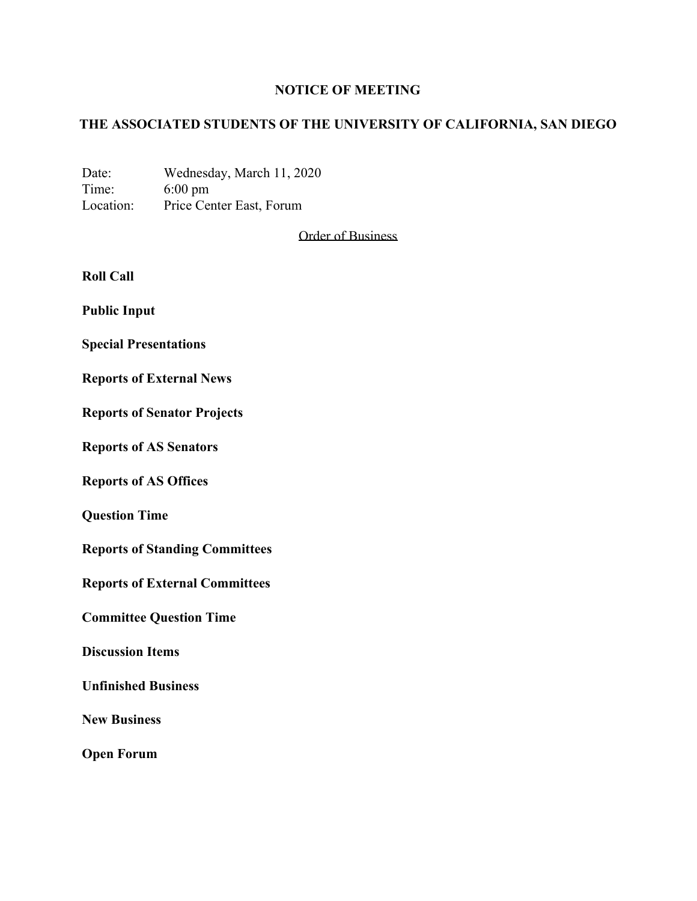# NOTICE OF MEETING

# THE ASSOCIATED STUDENTS OF THE UNIVERSITY OF CALIFORNIA, SAN DIEGO

Date: Wednesday, March 11, 2020
Time: 6:00 pm
Location: Price Center East, Forum

<u>Order of Business</u>

**Roll Call**

**Public Input**

**Special Presentations**

**Reports of External News**

**Reports of Senator Projects**

**Reports of AS Senators**

**Reports of AS Offices**

**Question Time**

**Reports of Standing Committees**

**Reports of External Committees**

**Committee Question Time**

**Discussion Items**

**Unfinished Business**

**New Business**

**Open Forum**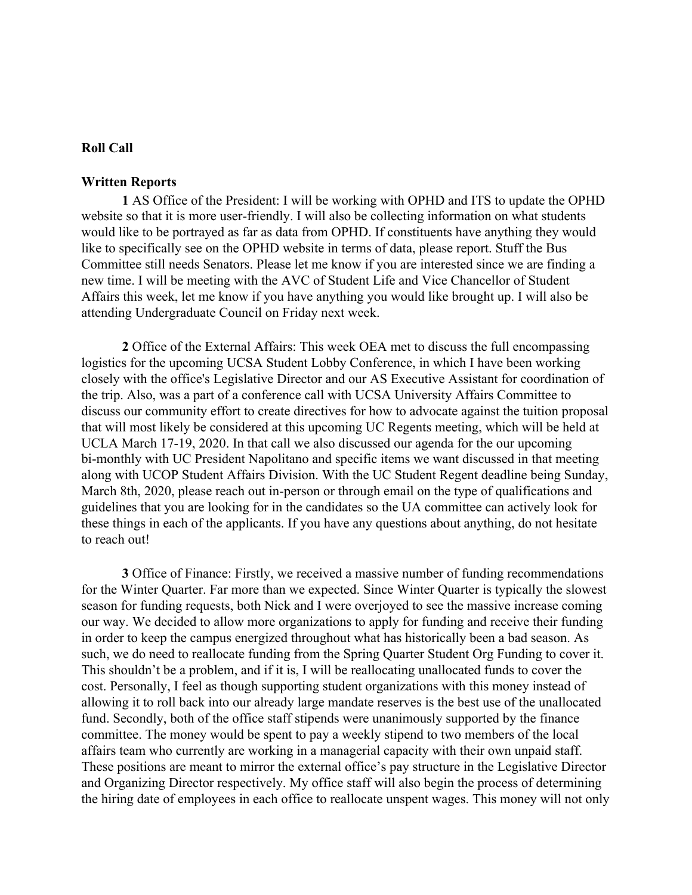**Roll Call**

**Written Reports**

**1** AS Office of the President: I will be working with OPHD and ITS to update the OPHD website so that it is more user-friendly. I will also be collecting information on what students would like to be portrayed as far as data from OPHD. If constituents have anything they would like to specifically see on the OPHD website in terms of data, please report. Stuff the Bus Committee still needs Senators. Please let me know if you are interested since we are finding a new time. I will be meeting with the AVC of Student Life and Vice Chancellor of Student Affairs this week, let me know if you have anything you would like brought up. I will also be attending Undergraduate Council on Friday next week.

**2** Office of the External Affairs: This week OEA met to discuss the full encompassing logistics for the upcoming UCSA Student Lobby Conference, in which I have been working closely with the office's Legislative Director and our AS Executive Assistant for coordination of the trip. Also, was a part of a conference call with UCSA University Affairs Committee to discuss our community effort to create directives for how to advocate against the tuition proposal that will most likely be considered at this upcoming UC Regents meeting, which will be held at UCLA March 17-19, 2020. In that call we also discussed our agenda for the our upcoming bi-monthly with UC President Napolitano and specific items we want discussed in that meeting along with UCOP Student Affairs Division. With the UC Student Regent deadline being Sunday, March 8th, 2020, please reach out in-person or through email on the type of qualifications and guidelines that you are looking for in the candidates so the UA committee can actively look for these things in each of the applicants. If you have any questions about anything, do not hesitate to reach out!

**3** Office of Finance: Firstly, we received a massive number of funding recommendations for the Winter Quarter. Far more than we expected. Since Winter Quarter is typically the slowest season for funding requests, both Nick and I were overjoyed to see the massive increase coming our way. We decided to allow more organizations to apply for funding and receive their funding in order to keep the campus energized throughout what has historically been a bad season. As such, we do need to reallocate funding from the Spring Quarter Student Org Funding to cover it. This shouldn't be a problem, and if it is, I will be reallocating unallocated funds to cover the cost. Personally, I feel as though supporting student organizations with this money instead of allowing it to roll back into our already large mandate reserves is the best use of the unallocated fund. Secondly, both of the office staff stipends were unanimously supported by the finance committee. The money would be spent to pay a weekly stipend to two members of the local affairs team who currently are working in a managerial capacity with their own unpaid staff. These positions are meant to mirror the external office's pay structure in the Legislative Director and Organizing Director respectively. My office staff will also begin the process of determining the hiring date of employees in each office to reallocate unspent wages. This money will not only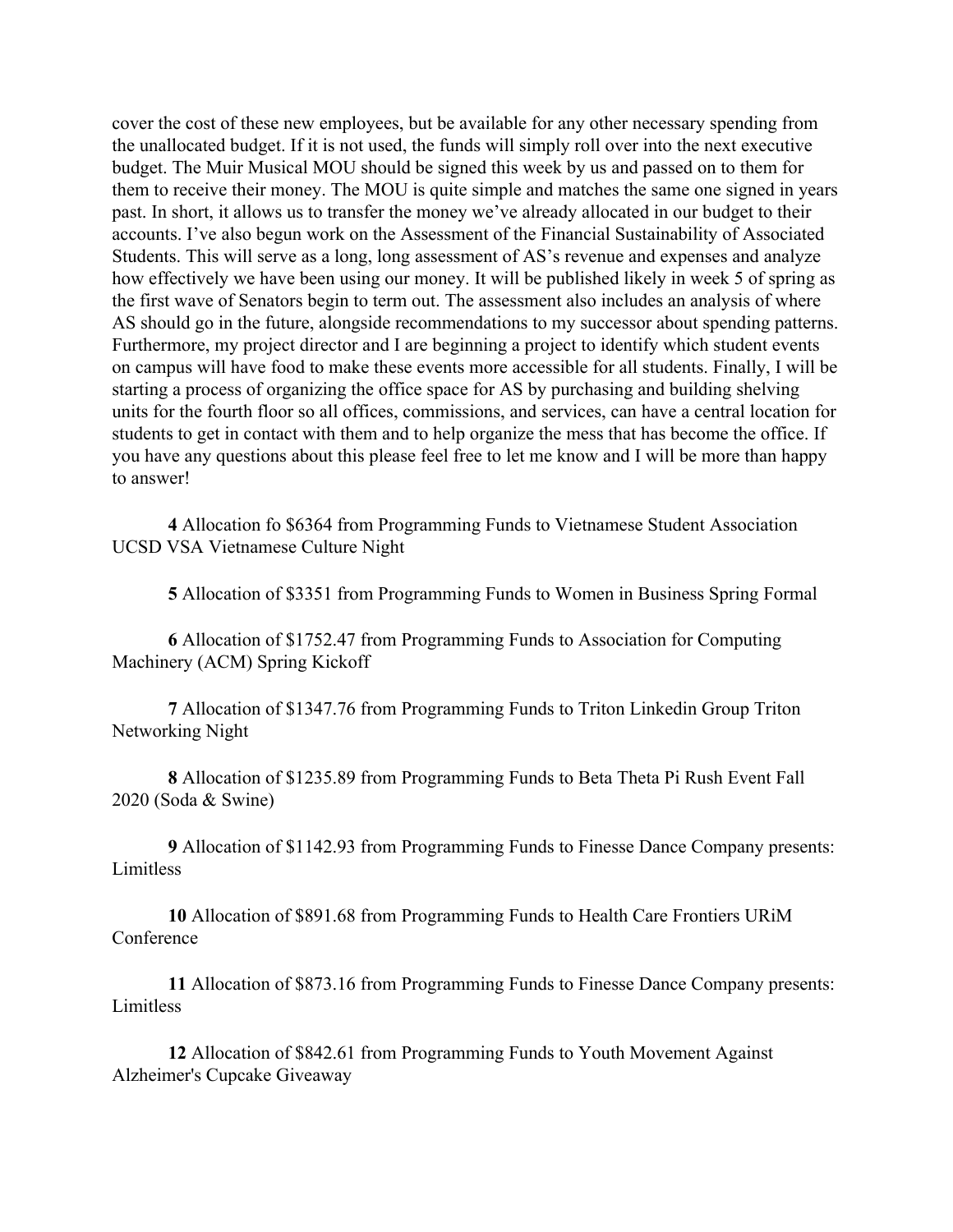cover the cost of these new employees, but be available for any other necessary spending from the unallocated budget. If it is not used, the funds will simply roll over into the next executive budget. The Muir Musical MOU should be signed this week by us and passed on to them for them to receive their money. The MOU is quite simple and matches the same one signed in years past. In short, it allows us to transfer the money we've already allocated in our budget to their accounts. I've also begun work on the Assessment of the Financial Sustainability of Associated Students. This will serve as a long, long assessment of AS's revenue and expenses and analyze how effectively we have been using our money. It will be published likely in week 5 of spring as the first wave of Senators begin to term out. The assessment also includes an analysis of where AS should go in the future, alongside recommendations to my successor about spending patterns. Furthermore, my project director and I are beginning a project to identify which student events on campus will have food to make these events more accessible for all students. Finally, I will be starting a process of organizing the office space for AS by purchasing and building shelving units for the fourth floor so all offices, commissions, and services, can have a central location for students to get in contact with them and to help organize the mess that has become the office. If you have any questions about this please feel free to let me know and I will be more than happy to answer!

**4** Allocation fo $6364 from Programming Funds to Vietnamese Student Association UCSD VSA Vietnamese Culture Night

**5** Allocation of $3351 from Programming Funds to Women in Business Spring Formal

**6** Allocation of $1752.47 from Programming Funds to Association for Computing Machinery (ACM) Spring Kickoff

**7** Allocation of $1347.76 from Programming Funds to Triton Linkedin Group Triton Networking Night

**8** Allocation of $1235.89 from Programming Funds to Beta Theta Pi Rush Event Fall 2020 (Soda & Swine)

**9** Allocation of $1142.93 from Programming Funds to Finesse Dance Company presents: Limitless

**10** Allocation of $891.68 from Programming Funds to Health Care Frontiers URiM Conference

**11** Allocation of $873.16 from Programming Funds to Finesse Dance Company presents: Limitless

**12** Allocation of $842.61 from Programming Funds to Youth Movement Against Alzheimer's Cupcake Giveaway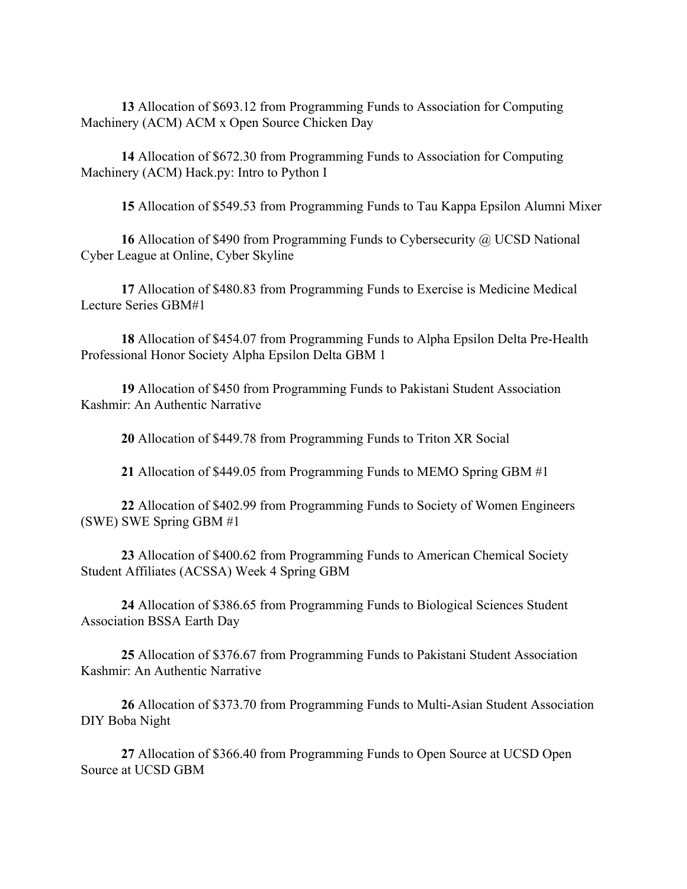**13** Allocation of $693.12 from Programming Funds to Association for Computing Machinery (ACM) ACM x Open Source Chicken Day

**14** Allocation of $672.30 from Programming Funds to Association for Computing Machinery (ACM) Hack.py: Intro to Python I

**15** Allocation of $549.53 from Programming Funds to Tau Kappa Epsilon Alumni Mixer

**16** Allocation of $490 from Programming Funds to Cybersecurity @ UCSD National Cyber League at Online, Cyber Skyline

**17** Allocation of $480.83 from Programming Funds to Exercise is Medicine Medical Lecture Series GBM#1

**18** Allocation of $454.07 from Programming Funds to Alpha Epsilon Delta Pre-Health Professional Honor Society Alpha Epsilon Delta GBM 1

**19** Allocation of $450 from Programming Funds to Pakistani Student Association Kashmir: An Authentic Narrative

**20** Allocation of $449.78 from Programming Funds to Triton XR Social

**21** Allocation of $449.05 from Programming Funds to MEMO Spring GBM #1

**22** Allocation of $402.99 from Programming Funds to Society of Women Engineers (SWE) SWE Spring GBM #1

**23** Allocation of $400.62 from Programming Funds to American Chemical Society Student Affiliates (ACSSA) Week 4 Spring GBM

**24** Allocation of $386.65 from Programming Funds to Biological Sciences Student Association BSSA Earth Day

**25** Allocation of $376.67 from Programming Funds to Pakistani Student Association Kashmir: An Authentic Narrative

**26** Allocation of $373.70 from Programming Funds to Multi-Asian Student Association DIY Boba Night

**27** Allocation of $366.40 from Programming Funds to Open Source at UCSD Open Source at UCSD GBM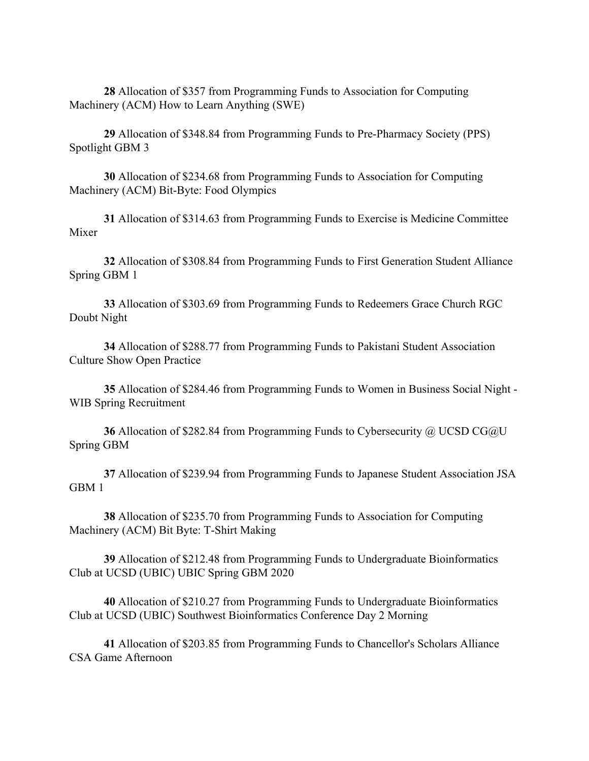**28** Allocation of $357 from Programming Funds to Association for Computing Machinery (ACM) How to Learn Anything (SWE)

**29** Allocation of $348.84 from Programming Funds to Pre-Pharmacy Society (PPS) Spotlight GBM 3

**30** Allocation of $234.68 from Programming Funds to Association for Computing Machinery (ACM) Bit-Byte: Food Olympics

**31** Allocation of $314.63 from Programming Funds to Exercise is Medicine Committee Mixer

**32** Allocation of $308.84 from Programming Funds to First Generation Student Alliance Spring GBM 1

**33** Allocation of $303.69 from Programming Funds to Redeemers Grace Church RGC Doubt Night

**34** Allocation of $288.77 from Programming Funds to Pakistani Student Association Culture Show Open Practice

**35** Allocation of $284.46 from Programming Funds to Women in Business Social Night - WIB Spring Recruitment

**36** Allocation of $282.84 from Programming Funds to Cybersecurity @ UCSD CG@U Spring GBM

**37** Allocation of $239.94 from Programming Funds to Japanese Student Association JSA GBM 1

**38** Allocation of $235.70 from Programming Funds to Association for Computing Machinery (ACM) Bit Byte: T-Shirt Making

**39** Allocation of $212.48 from Programming Funds to Undergraduate Bioinformatics Club at UCSD (UBIC) UBIC Spring GBM 2020

**40** Allocation of $210.27 from Programming Funds to Undergraduate Bioinformatics Club at UCSD (UBIC) Southwest Bioinformatics Conference Day 2 Morning

**41** Allocation of $203.85 from Programming Funds to Chancellor's Scholars Alliance CSA Game Afternoon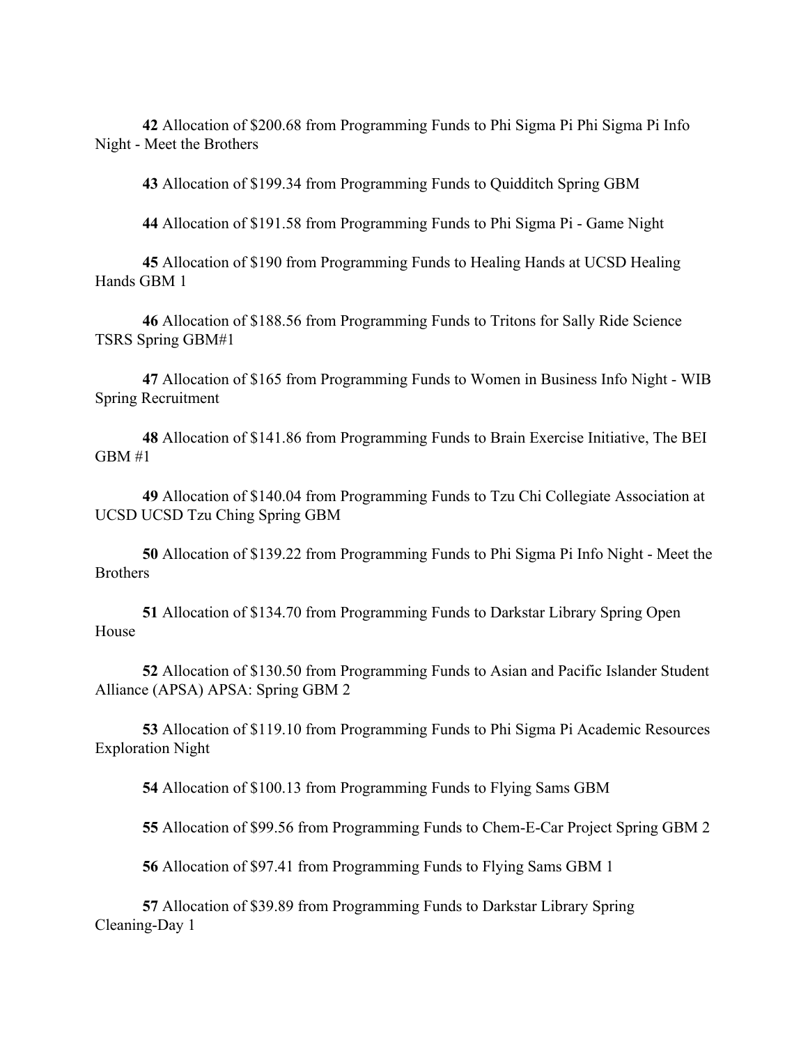**42** Allocation of $200.68 from Programming Funds to Phi Sigma Pi Phi Sigma Pi Info Night - Meet the Brothers

**43** Allocation of $199.34 from Programming Funds to Quidditch Spring GBM

**44** Allocation of $191.58 from Programming Funds to Phi Sigma Pi - Game Night

**45** Allocation of $190 from Programming Funds to Healing Hands at UCSD Healing Hands GBM 1

**46** Allocation of $188.56 from Programming Funds to Tritons for Sally Ride Science TSRS Spring GBM#1

**47** Allocation of $165 from Programming Funds to Women in Business Info Night - WIB Spring Recruitment

**48** Allocation of $141.86 from Programming Funds to Brain Exercise Initiative, The BEI GBM #1

**49** Allocation of $140.04 from Programming Funds to Tzu Chi Collegiate Association at UCSD UCSD Tzu Ching Spring GBM

**50** Allocation of $139.22 from Programming Funds to Phi Sigma Pi Info Night - Meet the Brothers

**51** Allocation of $134.70 from Programming Funds to Darkstar Library Spring Open House

**52** Allocation of $130.50 from Programming Funds to Asian and Pacific Islander Student Alliance (APSA) APSA: Spring GBM 2

**53** Allocation of $119.10 from Programming Funds to Phi Sigma Pi Academic Resources Exploration Night

**54** Allocation of $100.13 from Programming Funds to Flying Sams GBM

**55** Allocation of $99.56 from Programming Funds to Chem-E-Car Project Spring GBM 2

**56** Allocation of $97.41 from Programming Funds to Flying Sams GBM 1

**57** Allocation of $39.89 from Programming Funds to Darkstar Library Spring Cleaning-Day 1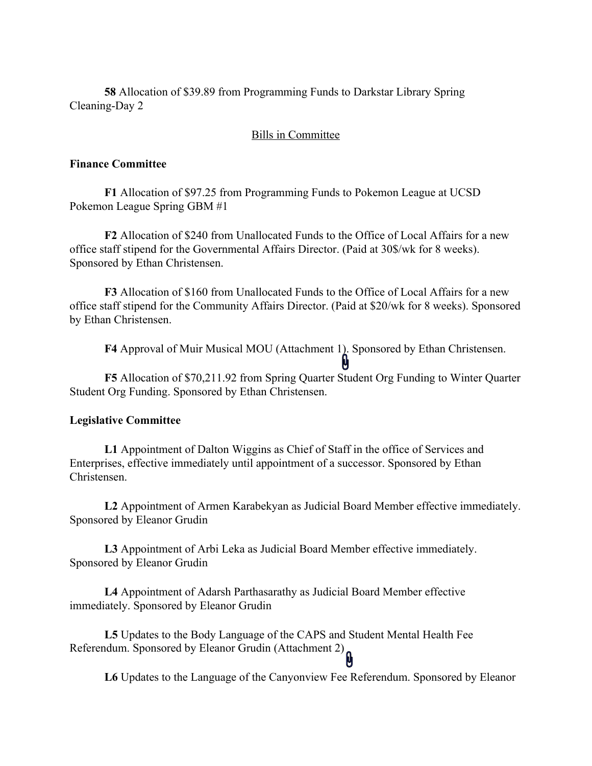**58** Allocation of $39.89 from Programming Funds to Darkstar Library Spring Cleaning-Day 2

<u>Bills in Committee</u>

**Finance Committee**

**F1** Allocation of $97.25 from Programming Funds to Pokemon League at UCSD Pokemon League Spring GBM #1

**F2** Allocation of $240 from Unallocated Funds to the Office of Local Affairs for a new office staff stipend for the Governmental Affairs Director. (Paid at 30$/wk for 8 weeks). Sponsored by Ethan Christensen.

**F3** Allocation of $160 from Unallocated Funds to the Office of Local Affairs for a new office staff stipend for the Community Affairs Director. (Paid at $20/wk for 8 weeks). Sponsored by Ethan Christensen.

**F4** Approval of Muir Musical MOU (Attachment 1). Sponsored by Ethan Christensen.

**F5** Allocation of $70,211.92 from Spring Quarter Student Org Funding to Winter Quarter Student Org Funding. Sponsored by Ethan Christensen.

**Legislative Committee**

**L1** Appointment of Dalton Wiggins as Chief of Staff in the office of Services and Enterprises, effective immediately until appointment of a successor. Sponsored by Ethan Christensen.

**L2** Appointment of Armen Karabekyan as Judicial Board Member effective immediately. Sponsored by Eleanor Grudin

**L3** Appointment of Arbi Leka as Judicial Board Member effective immediately. Sponsored by Eleanor Grudin

**L4** Appointment of Adarsh Parthasarathy as Judicial Board Member effective immediately. Sponsored by Eleanor Grudin

**L5** Updates to the Body Language of the CAPS and Student Mental Health Fee Referendum. Sponsored by Eleanor Grudin (Attachment 2)

**L6** Updates to the Language of the Canyonview Fee Referendum. Sponsored by Eleanor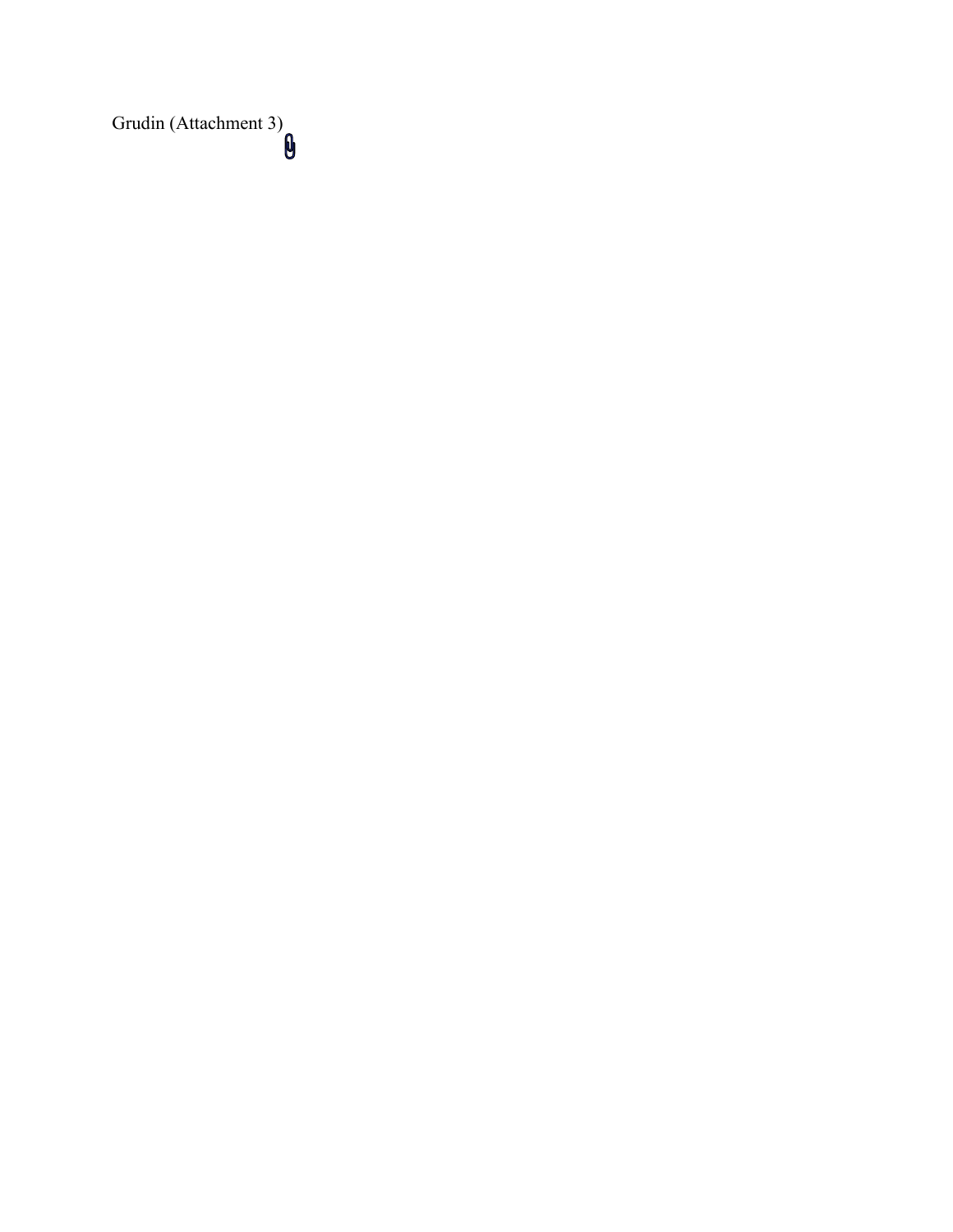Grudin (Attachment 3)